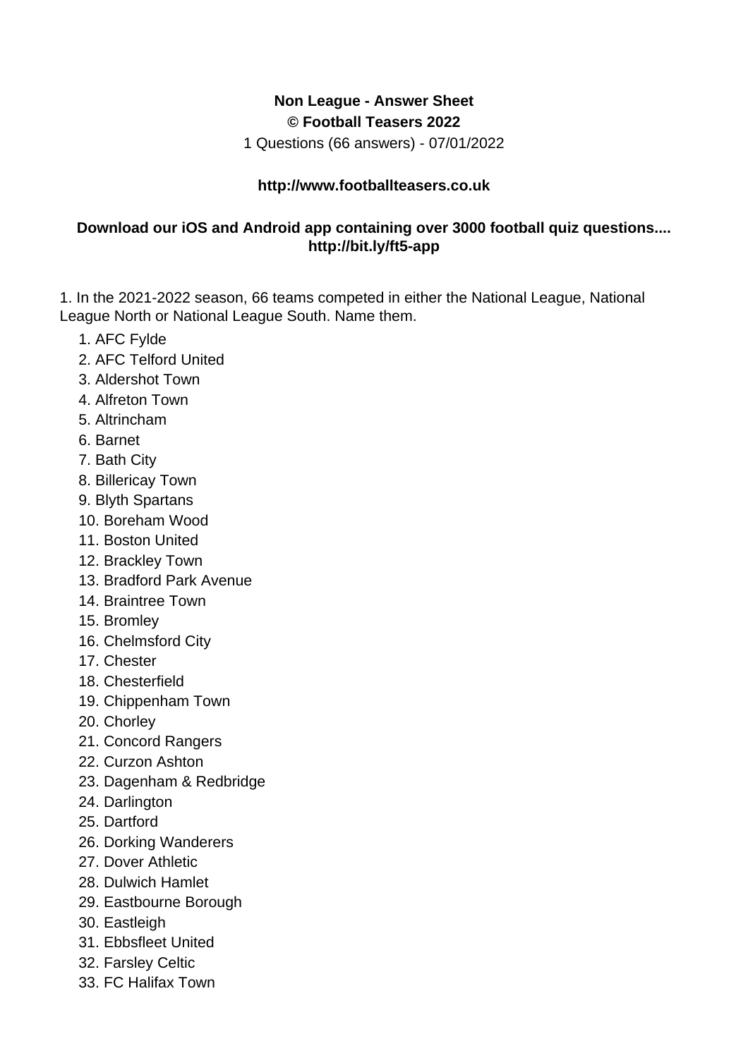**Non League - Answer Sheet**

**© Football Teasers 2022**

1 Questions (66 answers) - 07/01/2022

**http://www.footballteasers.co.uk**

**Download our iOS and Android app containing over 3000 football quiz questions.... http://bit.ly/ft5-app**

1. In the 2021-2022 season, 66 teams competed in either the National League, National League North or National League South. Name them.

1. AFC Fylde
2. AFC Telford United
3. Aldershot Town
4. Alfreton Town
5. Altrincham
6. Barnet
7. Bath City
8. Billericay Town
9. Blyth Spartans
10. Boreham Wood
11. Boston United
12. Brackley Town
13. Bradford Park Avenue
14. Braintree Town
15. Bromley
16. Chelmsford City
17. Chester
18. Chesterfield
19. Chippenham Town
20. Chorley
21. Concord Rangers
22. Curzon Ashton
23. Dagenham & Redbridge
24. Darlington
25. Dartford
26. Dorking Wanderers
27. Dover Athletic
28. Dulwich Hamlet
29. Eastbourne Borough
30. Eastleigh
31. Ebbsfleet United
32. Farsley Celtic
33. FC Halifax Town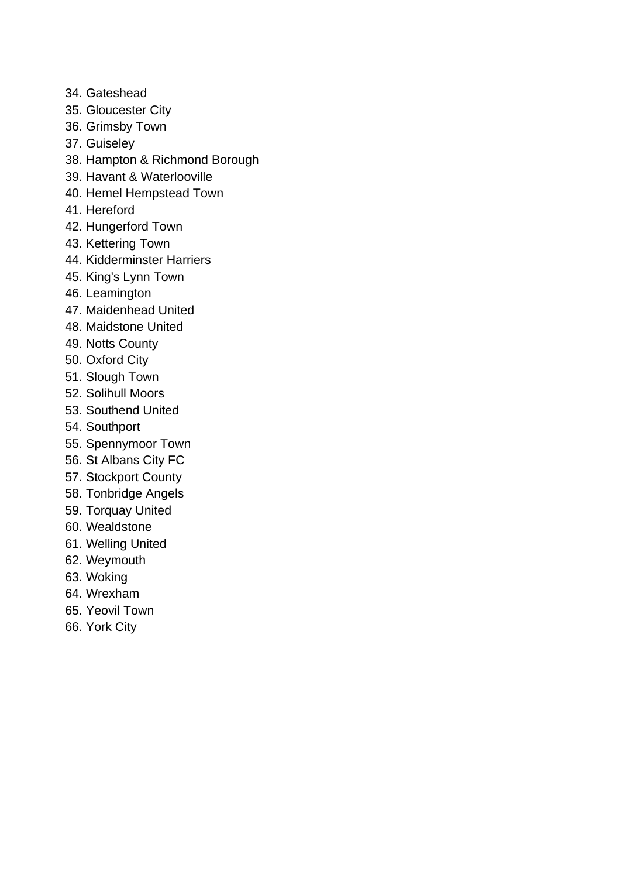34. Gateshead
35. Gloucester City
36. Grimsby Town
37. Guiseley
38. Hampton & Richmond Borough
39. Havant & Waterlooville
40. Hemel Hempstead Town
41. Hereford
42. Hungerford Town
43. Kettering Town
44. Kidderminster Harriers
45. King's Lynn Town
46. Leamington
47. Maidenhead United
48. Maidstone United
49. Notts County
50. Oxford City
51. Slough Town
52. Solihull Moors
53. Southend United
54. Southport
55. Spennymoor Town
56. St Albans City FC
57. Stockport County
58. Tonbridge Angels
59. Torquay United
60. Wealdstone
61. Welling United
62. Weymouth
63. Woking
64. Wrexham
65. Yeovil Town
66. York City